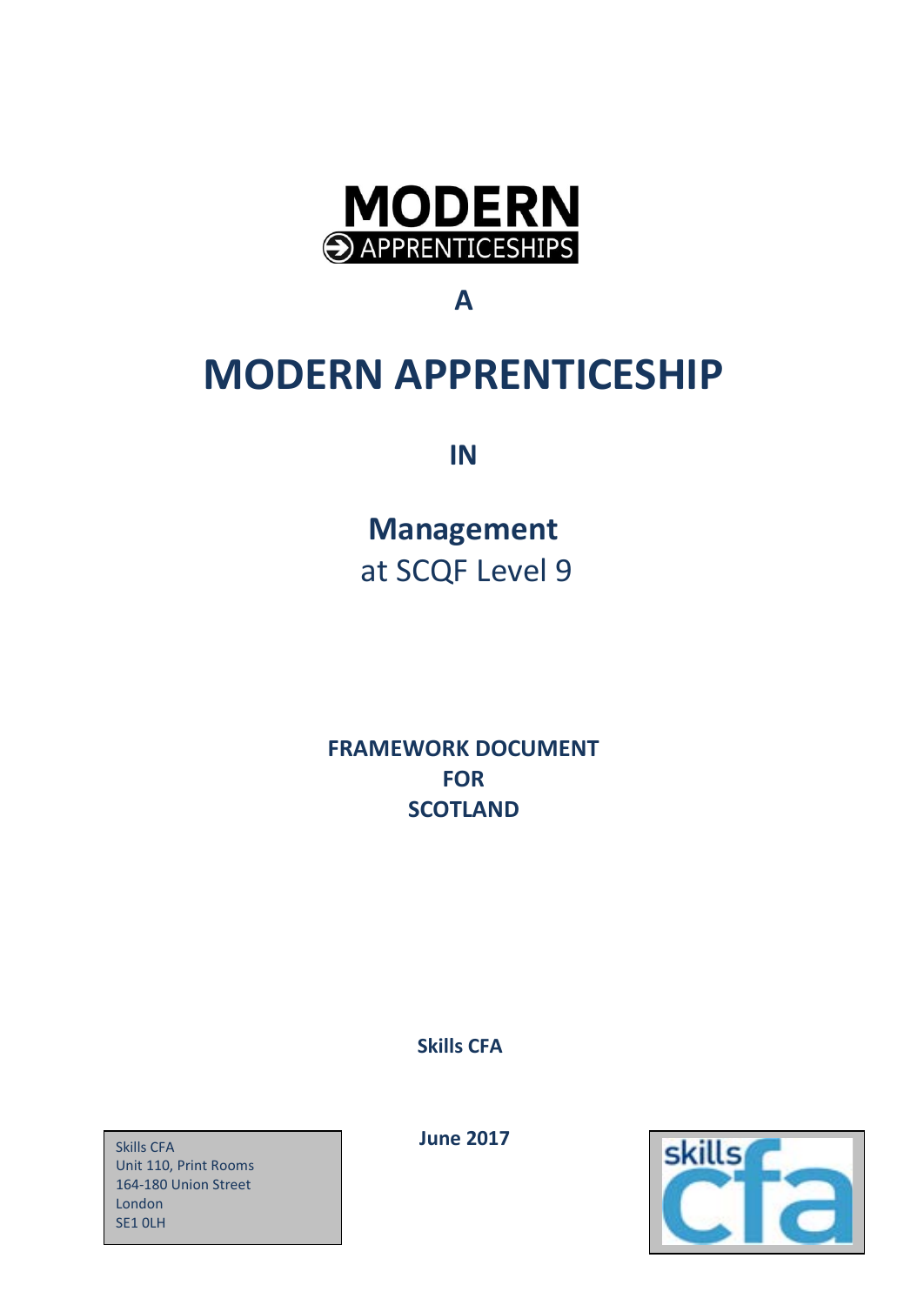MODERN
APPRENTICESHIPS

**A**

# MODERN APPRENTICESHIP

**IN**

## Management
at SCQF Level 9

**FRAMEWORK DOCUMENT**
**FOR**
**SCOTLAND**

**Skills CFA**

**June 2017**

Skills CFA
Unit 110, Print Rooms
164-180 Union Street
London
SE1 0LH

skills cfa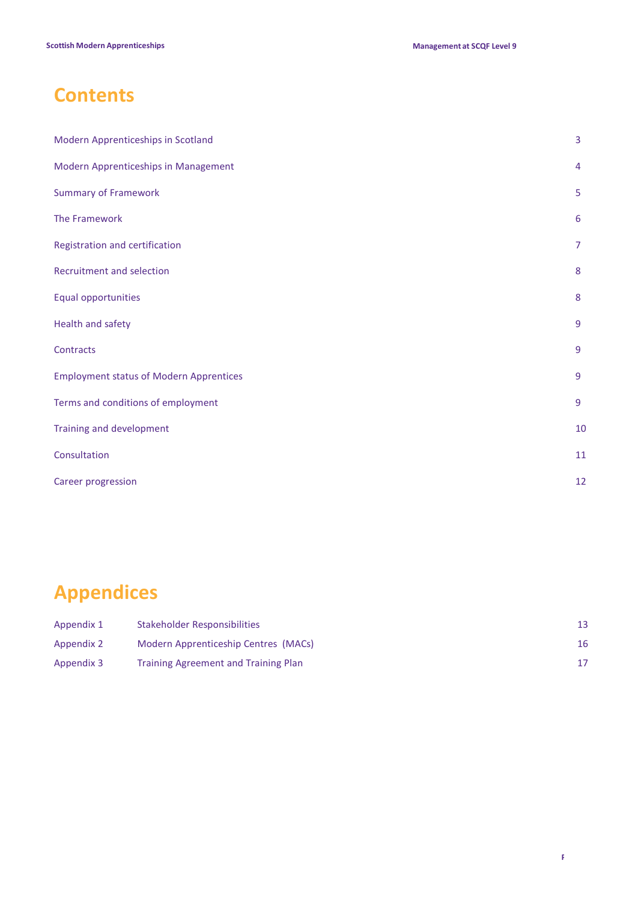# Contents

| | |
|---|---|
| Modern Apprenticeships in Scotland | 3 |
| Modern Apprenticeships in Management | 4 |
| Summary of Framework | 5 |
| The Framework | 6 |
| Registration and certification | 7 |
| Recruitment and selection | 8 |
| Equal opportunities | 8 |
| Health and safety | 9 |
| Contracts | 9 |
| Employment status of Modern Apprentices | 9 |
| Terms and conditions of employment | 9 |
| Training and development | 10 |
| Consultation | 11 |
| Career progression | 12 |

# Appendices

| | | |
|---|---|---|
| Appendix 1 | Stakeholder Responsibilities | 13 |
| Appendix 2 | Modern Apprenticeship Centres (MACs) | 16 |
| Appendix 3 | Training Agreement and Training Plan | 17 |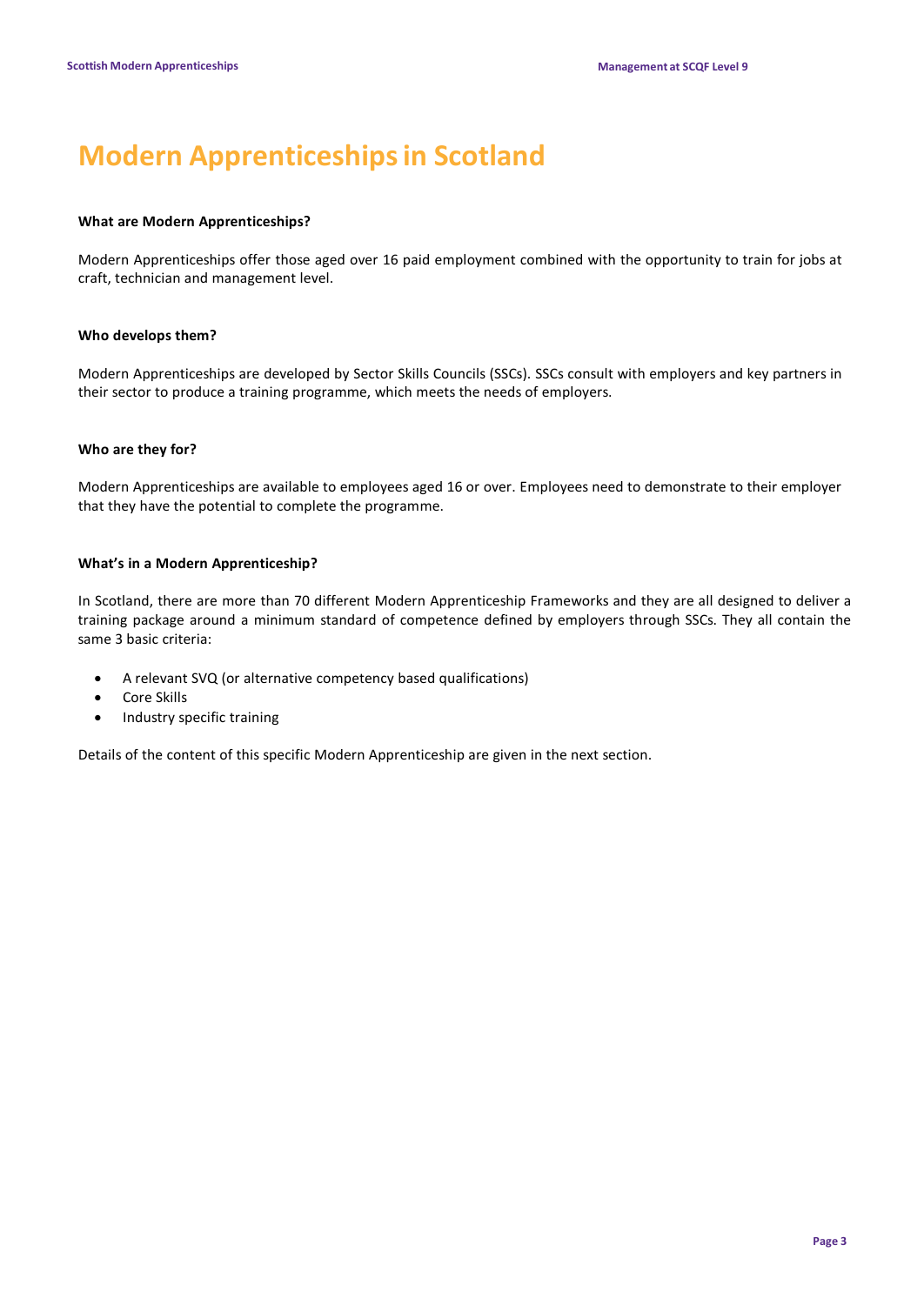# Modern Apprenticeships in Scotland

**What are Modern Apprenticeships?**

Modern Apprenticeships offer those aged over 16 paid employment combined with the opportunity to train for jobs at craft, technician and management level.

**Who develops them?**

Modern Apprenticeships are developed by Sector Skills Councils (SSCs). SSCs consult with employers and key partners in their sector to produce a training programme, which meets the needs of employers.

**Who are they for?**

Modern Apprenticeships are available to employees aged 16 or over. Employees need to demonstrate to their employer that they have the potential to complete the programme.

**What's in a Modern Apprenticeship?**

In Scotland, there are more than 70 different Modern Apprenticeship Frameworks and they are all designed to deliver a training package around a minimum standard of competence defined by employers through SSCs. They all contain the same 3 basic criteria:

- A relevant SVQ (or alternative competency based qualifications)
- Core Skills
- Industry specific training

Details of the content of this specific Modern Apprenticeship are given in the next section.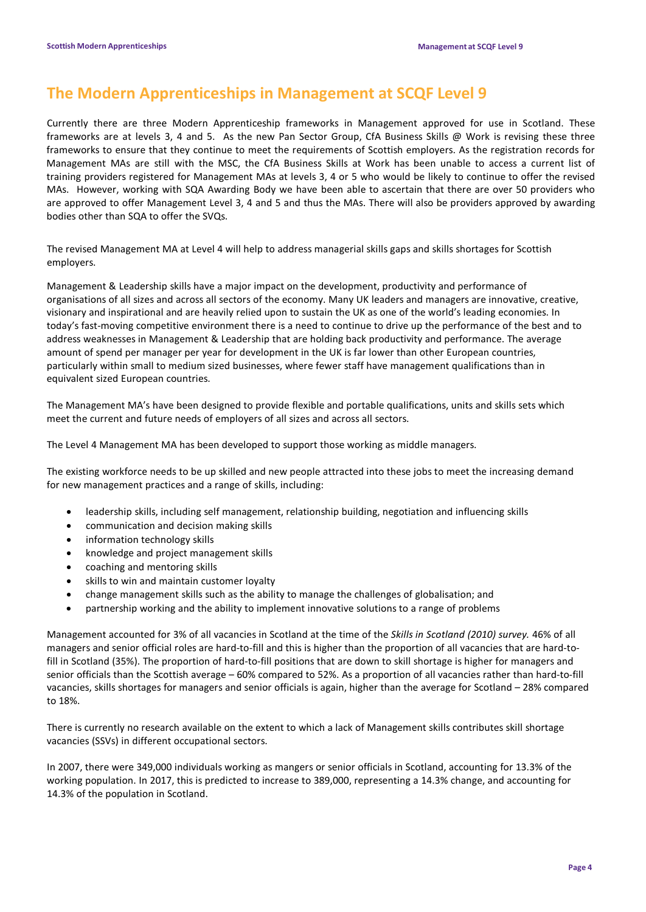## The Modern Apprenticeships in Management at SCQF Level 9

Currently there are three Modern Apprenticeship frameworks in Management approved for use in Scotland. These frameworks are at levels 3, 4 and 5. As the new Pan Sector Group, CfA Business Skills @ Work is revising these three frameworks to ensure that they continue to meet the requirements of Scottish employers. As the registration records for Management MAs are still with the MSC, the CfA Business Skills at Work has been unable to access a current list of training providers registered for Management MAs at levels 3, 4 or 5 who would be likely to continue to offer the revised MAs. However, working with SQA Awarding Body we have been able to ascertain that there are over 50 providers who are approved to offer Management Level 3, 4 and 5 and thus the MAs. There will also be providers approved by awarding bodies other than SQA to offer the SVQs.

The revised Management MA at Level 4 will help to address managerial skills gaps and skills shortages for Scottish employers.

Management & Leadership skills have a major impact on the development, productivity and performance of organisations of all sizes and across all sectors of the economy. Many UK leaders and managers are innovative, creative, visionary and inspirational and are heavily relied upon to sustain the UK as one of the world's leading economies. In today's fast-moving competitive environment there is a need to continue to drive up the performance of the best and to address weaknesses in Management & Leadership that are holding back productivity and performance. The average amount of spend per manager per year for development in the UK is far lower than other European countries, particularly within small to medium sized businesses, where fewer staff have management qualifications than in equivalent sized European countries.

The Management MA's have been designed to provide flexible and portable qualifications, units and skills sets which meet the current and future needs of employers of all sizes and across all sectors.

The Level 4 Management MA has been developed to support those working as middle managers.

The existing workforce needs to be up skilled and new people attracted into these jobs to meet the increasing demand for new management practices and a range of skills, including:

- leadership skills, including self management, relationship building, negotiation and influencing skills
- communication and decision making skills
- information technology skills
- knowledge and project management skills
- coaching and mentoring skills
- skills to win and maintain customer loyalty
- change management skills such as the ability to manage the challenges of globalisation; and
- partnership working and the ability to implement innovative solutions to a range of problems

Management accounted for 3% of all vacancies in Scotland at the time of the *Skills in Scotland (2010) survey.* 46% of all managers and senior official roles are hard-to-fill and this is higher than the proportion of all vacancies that are hard-to-fill in Scotland (35%). The proportion of hard-to-fill positions that are down to skill shortage is higher for managers and senior officials than the Scottish average – 60% compared to 52%. As a proportion of all vacancies rather than hard-to-fill vacancies, skills shortages for managers and senior officials is again, higher than the average for Scotland – 28% compared to 18%.

There is currently no research available on the extent to which a lack of Management skills contributes skill shortage vacancies (SSVs) in different occupational sectors.

In 2007, there were 349,000 individuals working as mangers or senior officials in Scotland, accounting for 13.3% of the working population. In 2017, this is predicted to increase to 389,000, representing a 14.3% change, and accounting for 14.3% of the population in Scotland.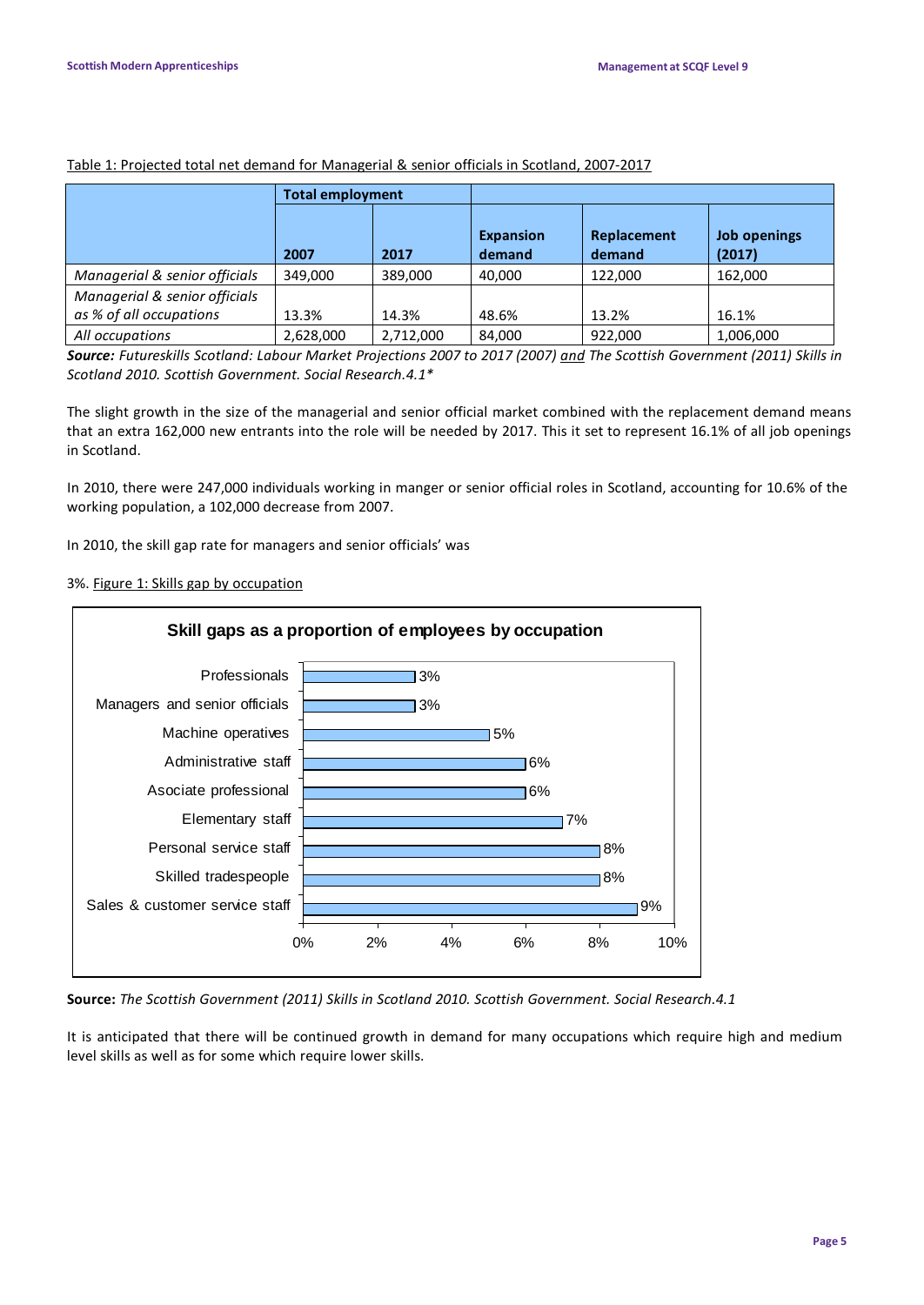Table 1: Projected total net demand for Managerial & senior officials in Scotland, 2007-2017

| | Total employment | | | | |
|---|---|---|---|---|---|
| | 2007 | 2017 | Expansion demand | Replacement demand | Job openings (2017) |
| *Managerial & senior officials* | 349,000 | 389,000 | 40,000 | 122,000 | 162,000 |
| *Managerial & senior officials as % of all occupations* | 13.3% | 14.3% | 48.6% | 13.2% | 16.1% |
| *All occupations* | 2,628,000 | 2,712,000 | 84,000 | 922,000 | 1,006,000 |

***Source:*** *Futureskills Scotland: Labour Market Projections 2007 to 2017 (2007) and The Scottish Government (2011) Skills in Scotland 2010. Scottish Government. Social Research.4.1**

The slight growth in the size of the managerial and senior official market combined with the replacement demand means that an extra 162,000 new entrants into the role will be needed by 2017. This it set to represent 16.1% of all job openings in Scotland.

In 2010, there were 247,000 individuals working in manger or senior official roles in Scotland, accounting for 10.6% of the working population, a 102,000 decrease from 2007.

In 2010, the skill gap rate for managers and senior officials' was

3%. Figure 1: Skills gap by occupation

**Skill gaps as a proportion of employees by occupation**

| Occupation | Skill gap |
|---|---|
| Professionals | 3% |
| Managers and senior officials | 3% |
| Machine operatives | 5% |
| Administrative staff | 6% |
| Asociate professional | 6% |
| Elementary staff | 7% |
| Personal service staff | 8% |
| Skilled tradespeople | 8% |
| Sales & customer service staff | 9% |

**Source:** *The Scottish Government (2011) Skills in Scotland 2010. Scottish Government. Social Research.4.1*

It is anticipated that there will be continued growth in demand for many occupations which require high and medium level skills as well as for some which require lower skills.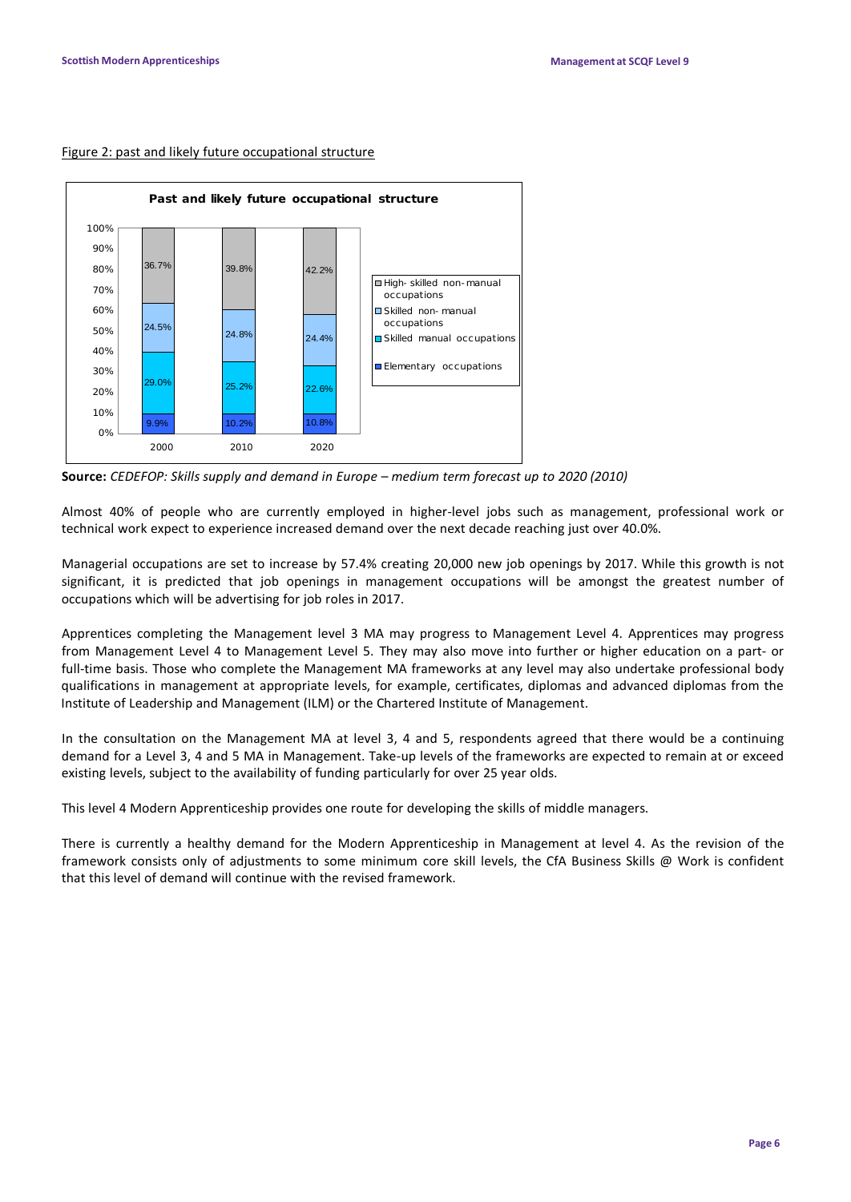Figure 2: past and likely future occupational structure

**Past and likely future occupational structure**

| | 2000 | 2010 | 2020 |
|---|---|---|---|
| High- skilled non-manual occupations | 36.7% | 39.8% | 42.2% |
| Skilled non- manual occupations | 24.5% | 24.8% | 24.4% |
| Skilled manual occupations | 29.0% | 25.2% | 22.6% |
| Elementary occupations | 9.9% | 10.2% | 10.8% |

**Source:** *CEDEFOP: Skills supply and demand in Europe – medium term forecast up to 2020 (2010)*

Almost 40% of people who are currently employed in higher-level jobs such as management, professional work or technical work expect to experience increased demand over the next decade reaching just over 40.0%.

Managerial occupations are set to increase by 57.4% creating 20,000 new job openings by 2017. While this growth is not significant, it is predicted that job openings in management occupations will be amongst the greatest number of occupations which will be advertising for job roles in 2017.

Apprentices completing the Management level 3 MA may progress to Management Level 4. Apprentices may progress from Management Level 4 to Management Level 5. They may also move into further or higher education on a part- or full-time basis. Those who complete the Management MA frameworks at any level may also undertake professional body qualifications in management at appropriate levels, for example, certificates, diplomas and advanced diplomas from the Institute of Leadership and Management (ILM) or the Chartered Institute of Management.

In the consultation on the Management MA at level 3, 4 and 5, respondents agreed that there would be a continuing demand for a Level 3, 4 and 5 MA in Management. Take-up levels of the frameworks are expected to remain at or exceed existing levels, subject to the availability of funding particularly for over 25 year olds.

This level 4 Modern Apprenticeship provides one route for developing the skills of middle managers.

There is currently a healthy demand for the Modern Apprenticeship in Management at level 4. As the revision of the framework consists only of adjustments to some minimum core skill levels, the CfA Business Skills @ Work is confident that this level of demand will continue with the revised framework.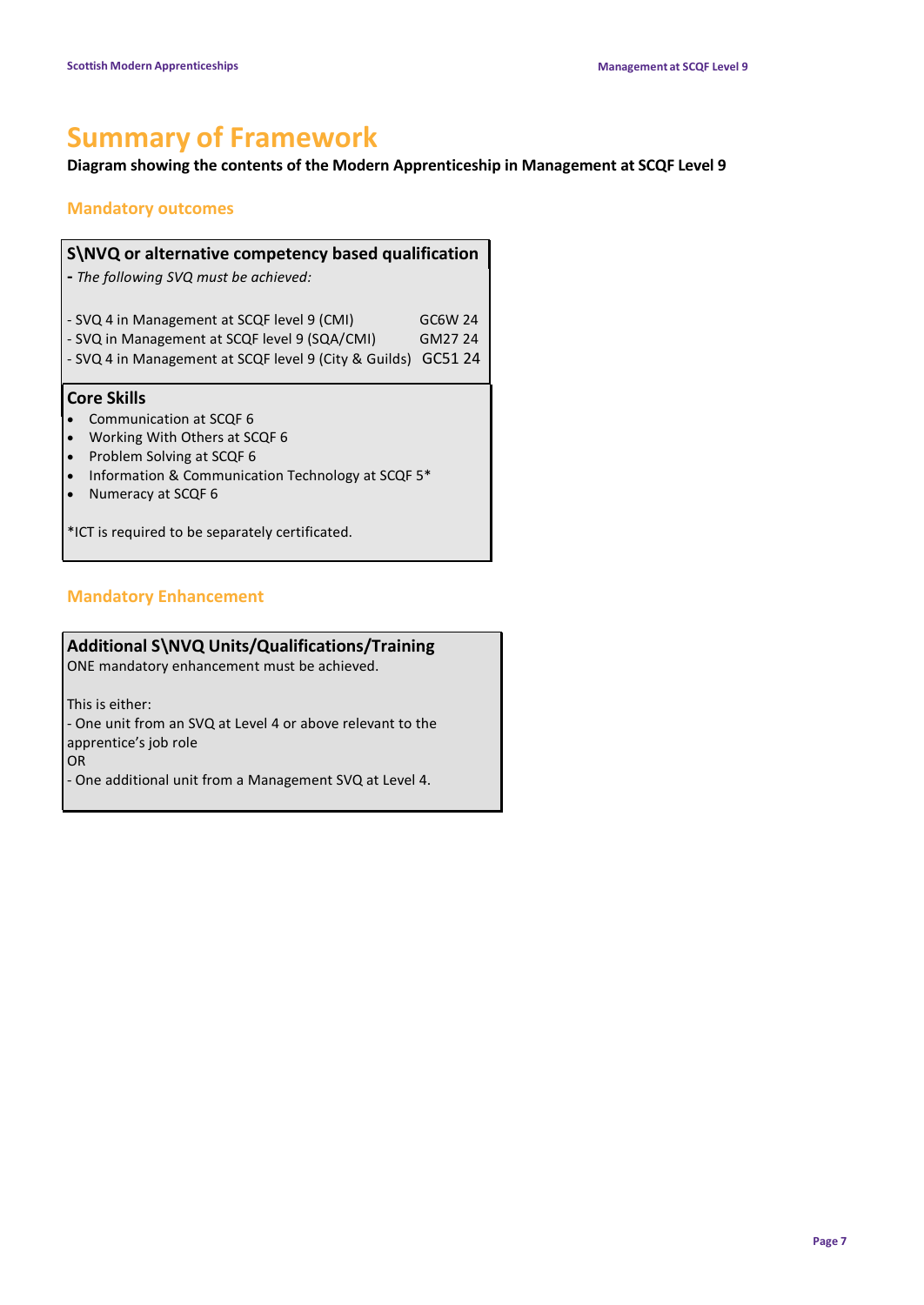# Summary of Framework

**Diagram showing the contents of the Modern Apprenticeship in Management at SCQF Level 9**

## Mandatory outcomes

### S\NVQ or alternative competency based qualification

**-** *The following SVQ must be achieved:*

- SVQ 4 in Management at SCQF level 9 (CMI) GC6W 24
- SVQ in Management at SCQF level 9 (SQA/CMI) GM27 24
- SVQ 4 in Management at SCQF level 9 (City & Guilds) GC51 24

### Core Skills

- Communication at SCQF 6
- Working With Others at SCQF 6
- Problem Solving at SCQF 6
- Information & Communication Technology at SCQF 5*
- Numeracy at SCQF 6

*ICT is required to be separately certificated.

## Mandatory Enhancement

### Additional S\NVQ Units/Qualifications/Training

ONE mandatory enhancement must be achieved.

This is either:

- One unit from an SVQ at Level 4 or above relevant to the apprentice's job role

OR

- One additional unit from a Management SVQ at Level 4.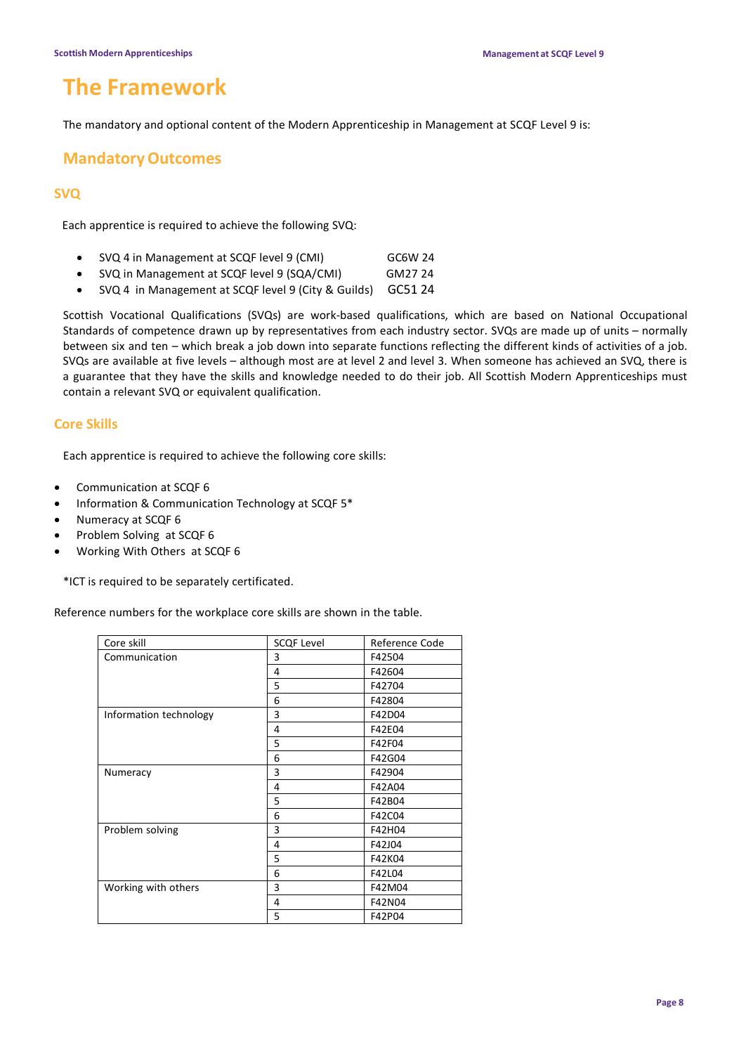# The Framework

The mandatory and optional content of the Modern Apprenticeship in Management at SCQF Level 9 is:

## Mandatory Outcomes

### SVQ

Each apprentice is required to achieve the following SVQ:

- SVQ 4 in Management at SCQF level 9 (CMI) GC6W 24
- SVQ in Management at SCQF level 9 (SQA/CMI) GM27 24
- SVQ 4 in Management at SCQF level 9 (City & Guilds) GC51 24

Scottish Vocational Qualifications (SVQs) are work-based qualifications, which are based on National Occupational Standards of competence drawn up by representatives from each industry sector. SVQs are made up of units – normally between six and ten – which break a job down into separate functions reflecting the different kinds of activities of a job. SVQs are available at five levels – although most are at level 2 and level 3. When someone has achieved an SVQ, there is a guarantee that they have the skills and knowledge needed to do their job. All Scottish Modern Apprenticeships must contain a relevant SVQ or equivalent qualification.

### Core Skills

Each apprentice is required to achieve the following core skills:

- Communication at SCQF 6
- Information & Communication Technology at SCQF 5*
- Numeracy at SCQF 6
- Problem Solving at SCQF 6
- Working With Others at SCQF 6

*ICT is required to be separately certificated.

Reference numbers for the workplace core skills are shown in the table.

| Core skill | SCQF Level | Reference Code |
|---|---|---|
| Communication | 3 | F42504 |
| | 4 | F42604 |
| | 5 | F42704 |
| | 6 | F42804 |
| Information technology | 3 | F42D04 |
| | 4 | F42E04 |
| | 5 | F42F04 |
| | 6 | F42G04 |
| Numeracy | 3 | F42904 |
| | 4 | F42A04 |
| | 5 | F42B04 |
| | 6 | F42C04 |
| Problem solving | 3 | F42H04 |
| | 4 | F42J04 |
| | 5 | F42K04 |
| | 6 | F42L04 |
| Working with others | 3 | F42M04 |
| | 4 | F42N04 |
| | 5 | F42P04 |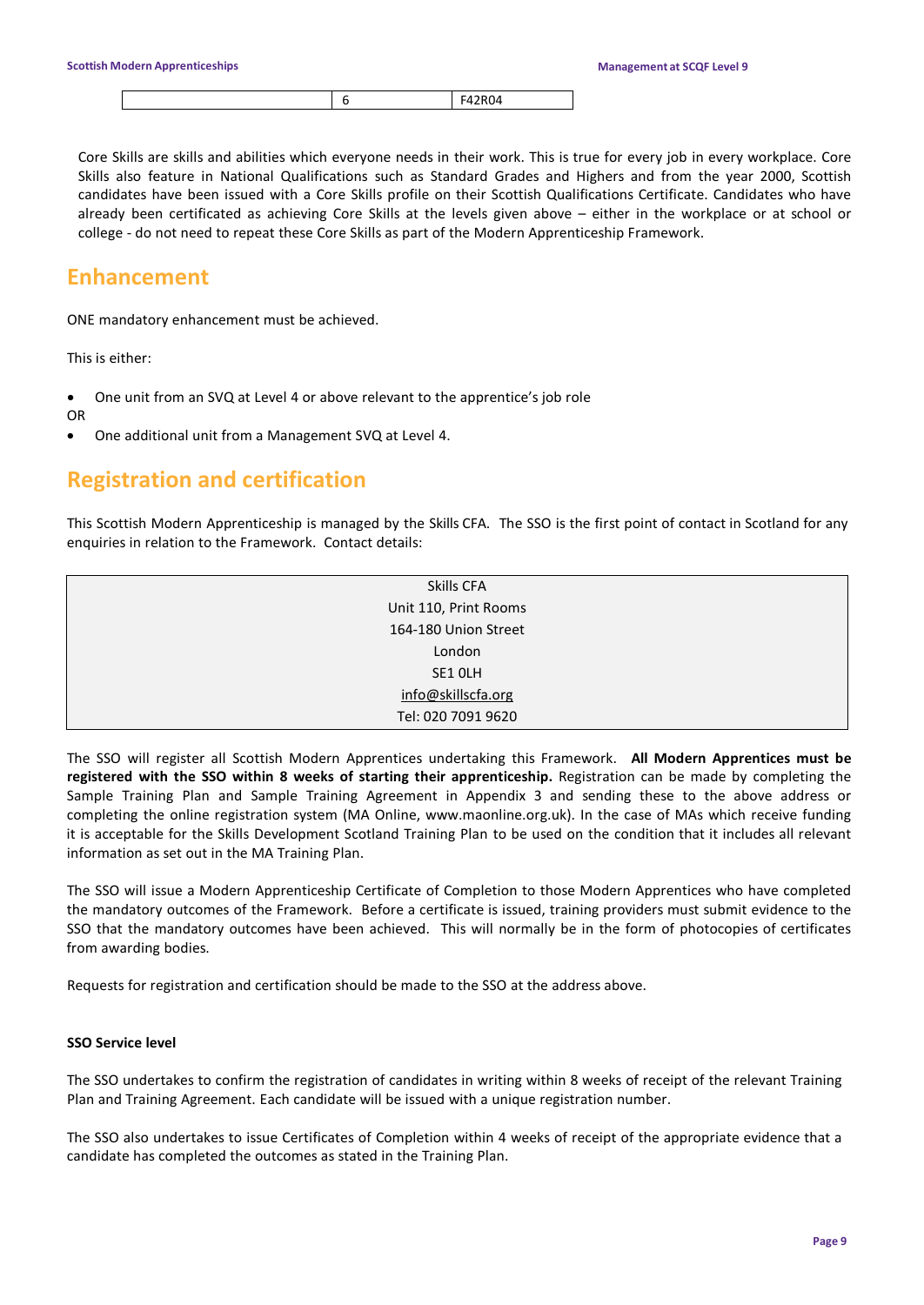|  | 6 | F42R04 |
|---|---|---|

Core Skills are skills and abilities which everyone needs in their work. This is true for every job in every workplace. Core Skills also feature in National Qualifications such as Standard Grades and Highers and from the year 2000, Scottish candidates have been issued with a Core Skills profile on their Scottish Qualifications Certificate. Candidates who have already been certificated as achieving Core Skills at the levels given above – either in the workplace or at school or college - do not need to repeat these Core Skills as part of the Modern Apprenticeship Framework.

## Enhancement

ONE mandatory enhancement must be achieved.

This is either:

- One unit from an SVQ at Level 4 or above relevant to the apprentice's job role

OR

- One additional unit from a Management SVQ at Level 4.

## Registration and certification

This Scottish Modern Apprenticeship is managed by the Skills CFA. The SSO is the first point of contact in Scotland for any enquiries in relation to the Framework. Contact details:

| Skills CFA<br>Unit 110, Print Rooms<br>164-180 Union Street<br>London<br>SE1 0LH<br>info@skillscfa.org<br>Tel: 020 7091 9620 |
|---|

The SSO will register all Scottish Modern Apprentices undertaking this Framework. **All Modern Apprentices must be registered with the SSO within 8 weeks of starting their apprenticeship.** Registration can be made by completing the Sample Training Plan and Sample Training Agreement in Appendix 3 and sending these to the above address or completing the online registration system (MA Online, www.maonline.org.uk). In the case of MAs which receive funding it is acceptable for the Skills Development Scotland Training Plan to be used on the condition that it includes all relevant information as set out in the MA Training Plan.

The SSO will issue a Modern Apprenticeship Certificate of Completion to those Modern Apprentices who have completed the mandatory outcomes of the Framework. Before a certificate is issued, training providers must submit evidence to the SSO that the mandatory outcomes have been achieved. This will normally be in the form of photocopies of certificates from awarding bodies.

Requests for registration and certification should be made to the SSO at the address above.

**SSO Service level**

The SSO undertakes to confirm the registration of candidates in writing within 8 weeks of receipt of the relevant Training Plan and Training Agreement. Each candidate will be issued with a unique registration number.

The SSO also undertakes to issue Certificates of Completion within 4 weeks of receipt of the appropriate evidence that a candidate has completed the outcomes as stated in the Training Plan.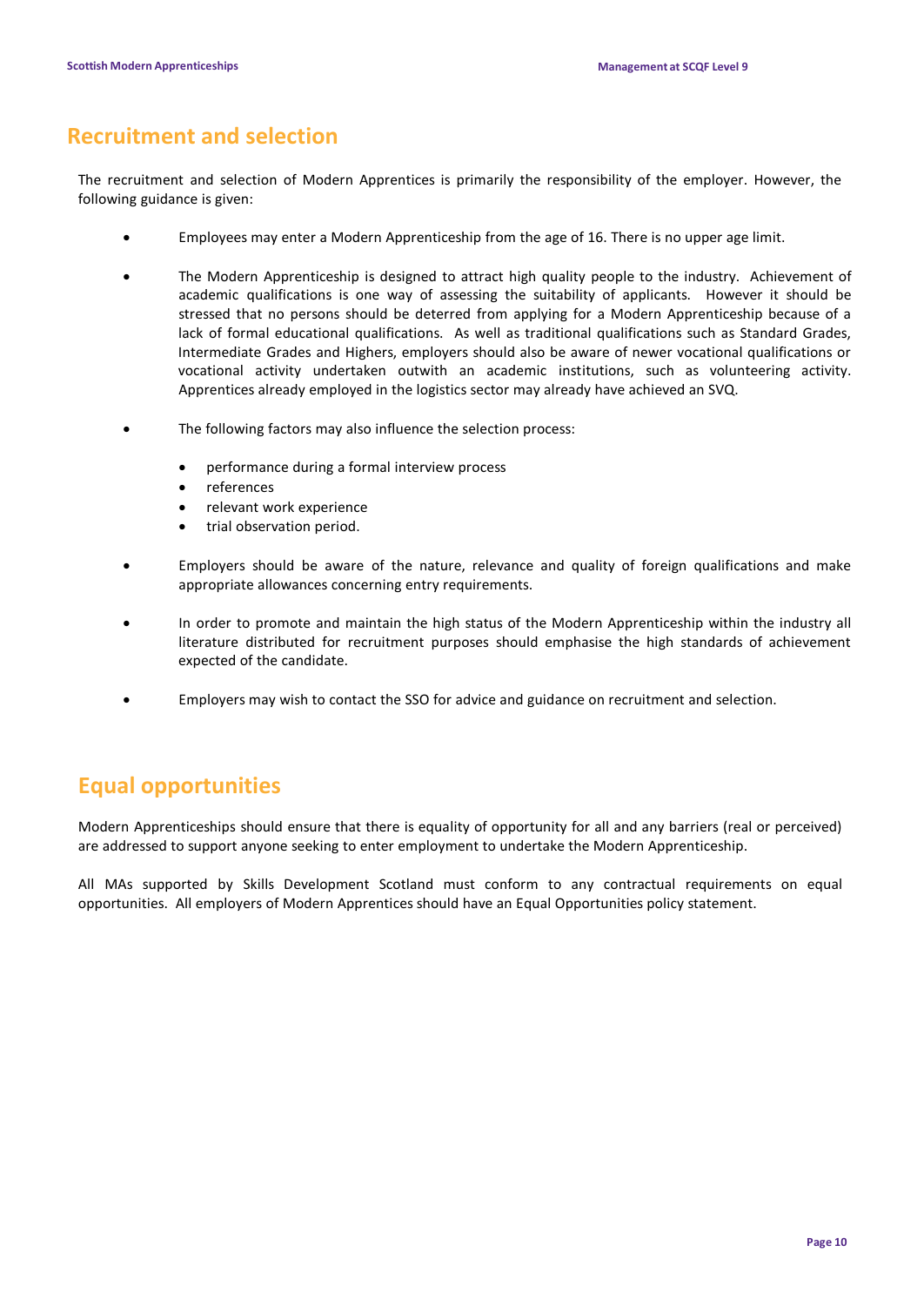## Recruitment and selection

The recruitment and selection of Modern Apprentices is primarily the responsibility of the employer. However, the following guidance is given:

- Employees may enter a Modern Apprenticeship from the age of 16. There is no upper age limit.
- The Modern Apprenticeship is designed to attract high quality people to the industry. Achievement of academic qualifications is one way of assessing the suitability of applicants. However it should be stressed that no persons should be deterred from applying for a Modern Apprenticeship because of a lack of formal educational qualifications. As well as traditional qualifications such as Standard Grades, Intermediate Grades and Highers, employers should also be aware of newer vocational qualifications or vocational activity undertaken outwith an academic institutions, such as volunteering activity. Apprentices already employed in the logistics sector may already have achieved an SVQ.
- The following factors may also influence the selection process:
  - performance during a formal interview process
  - references
  - relevant work experience
  - trial observation period.
- Employers should be aware of the nature, relevance and quality of foreign qualifications and make appropriate allowances concerning entry requirements.
- In order to promote and maintain the high status of the Modern Apprenticeship within the industry all literature distributed for recruitment purposes should emphasise the high standards of achievement expected of the candidate.
- Employers may wish to contact the SSO for advice and guidance on recruitment and selection.

## Equal opportunities

Modern Apprenticeships should ensure that there is equality of opportunity for all and any barriers (real or perceived) are addressed to support anyone seeking to enter employment to undertake the Modern Apprenticeship.

All MAs supported by Skills Development Scotland must conform to any contractual requirements on equal opportunities. All employers of Modern Apprentices should have an Equal Opportunities policy statement.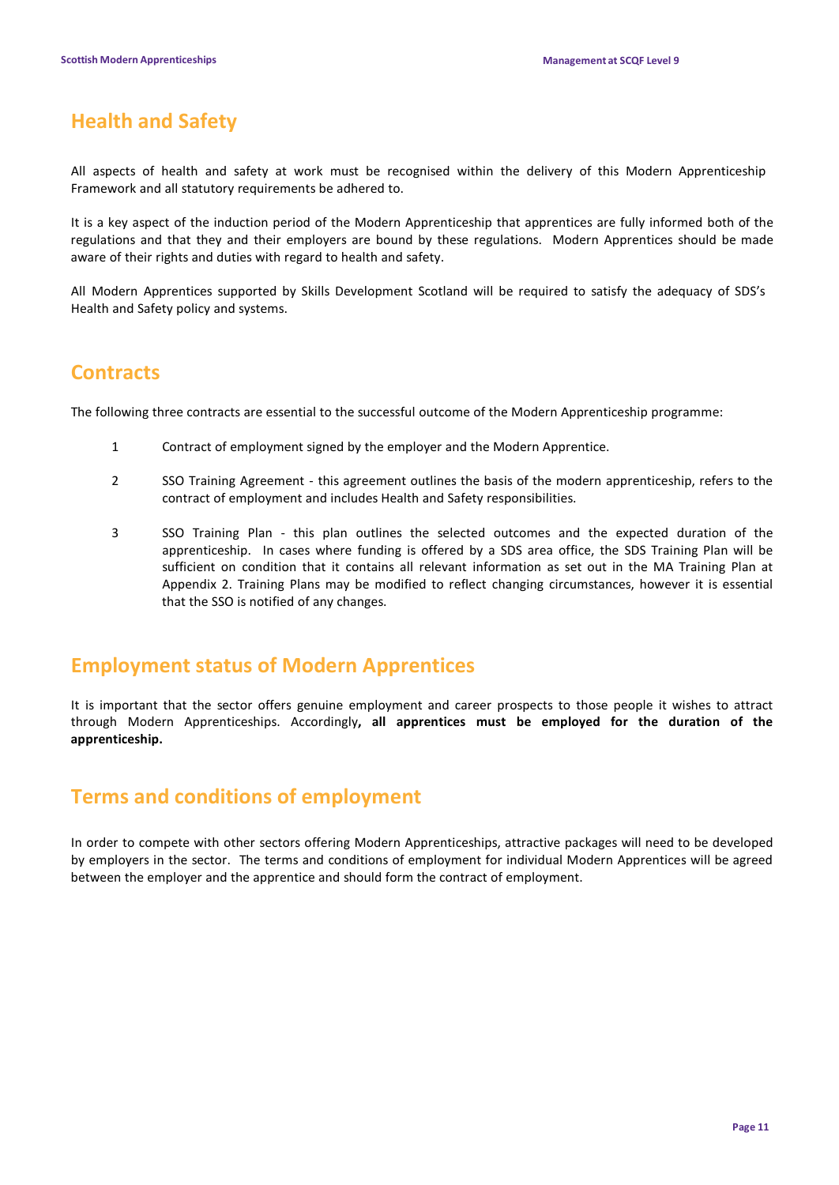## Health and Safety

All aspects of health and safety at work must be recognised within the delivery of this Modern Apprenticeship Framework and all statutory requirements be adhered to.

It is a key aspect of the induction period of the Modern Apprenticeship that apprentices are fully informed both of the regulations and that they and their employers are bound by these regulations. Modern Apprentices should be made aware of their rights and duties with regard to health and safety.

All Modern Apprentices supported by Skills Development Scotland will be required to satisfy the adequacy of SDS's Health and Safety policy and systems.

## Contracts

The following three contracts are essential to the successful outcome of the Modern Apprenticeship programme:

1. Contract of employment signed by the employer and the Modern Apprentice.

2. SSO Training Agreement - this agreement outlines the basis of the modern apprenticeship, refers to the contract of employment and includes Health and Safety responsibilities.

3. SSO Training Plan - this plan outlines the selected outcomes and the expected duration of the apprenticeship. In cases where funding is offered by a SDS area office, the SDS Training Plan will be sufficient on condition that it contains all relevant information as set out in the MA Training Plan at Appendix 2. Training Plans may be modified to reflect changing circumstances, however it is essential that the SSO is notified of any changes.

## Employment status of Modern Apprentices

It is important that the sector offers genuine employment and career prospects to those people it wishes to attract through Modern Apprenticeships. Accordingly**, all apprentices must be employed for the duration of the apprenticeship.**

## Terms and conditions of employment

In order to compete with other sectors offering Modern Apprenticeships, attractive packages will need to be developed by employers in the sector. The terms and conditions of employment for individual Modern Apprentices will be agreed between the employer and the apprentice and should form the contract of employment.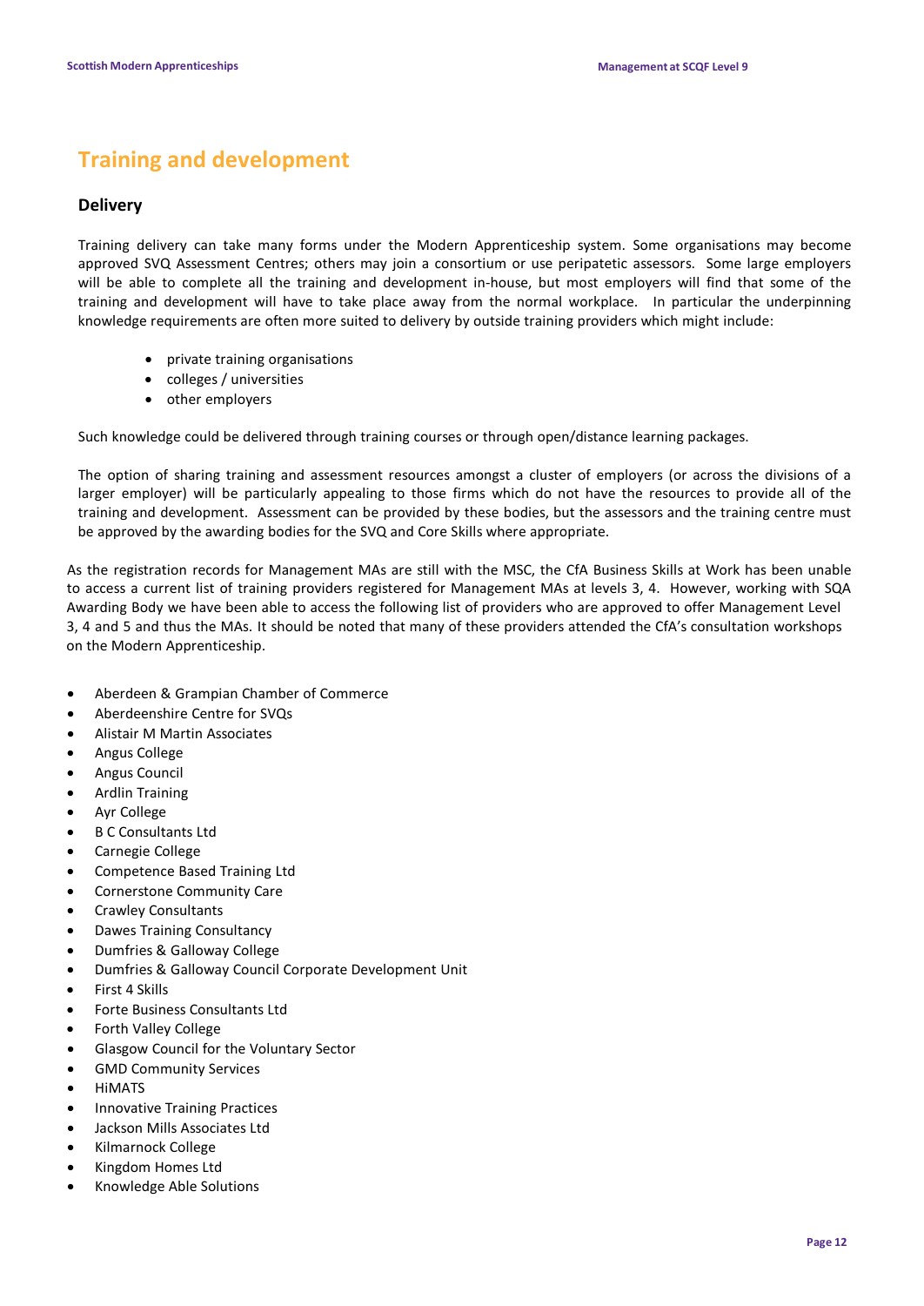## Training and development

### Delivery

Training delivery can take many forms under the Modern Apprenticeship system. Some organisations may become approved SVQ Assessment Centres; others may join a consortium or use peripatetic assessors. Some large employers will be able to complete all the training and development in-house, but most employers will find that some of the training and development will have to take place away from the normal workplace. In particular the underpinning knowledge requirements are often more suited to delivery by outside training providers which might include:

- private training organisations
- colleges / universities
- other employers

Such knowledge could be delivered through training courses or through open/distance learning packages.

The option of sharing training and assessment resources amongst a cluster of employers (or across the divisions of a larger employer) will be particularly appealing to those firms which do not have the resources to provide all of the training and development. Assessment can be provided by these bodies, but the assessors and the training centre must be approved by the awarding bodies for the SVQ and Core Skills where appropriate.

As the registration records for Management MAs are still with the MSC, the CfA Business Skills at Work has been unable to access a current list of training providers registered for Management MAs at levels 3, 4. However, working with SQA Awarding Body we have been able to access the following list of providers who are approved to offer Management Level 3, 4 and 5 and thus the MAs. It should be noted that many of these providers attended the CfA's consultation workshops on the Modern Apprenticeship.

- Aberdeen & Grampian Chamber of Commerce
- Aberdeenshire Centre for SVQs
- Alistair M Martin Associates
- Angus College
- Angus Council
- Ardlin Training
- Ayr College
- B C Consultants Ltd
- Carnegie College
- Competence Based Training Ltd
- Cornerstone Community Care
- Crawley Consultants
- Dawes Training Consultancy
- Dumfries & Galloway College
- Dumfries & Galloway Council Corporate Development Unit
- First 4 Skills
- Forte Business Consultants Ltd
- Forth Valley College
- Glasgow Council for the Voluntary Sector
- GMD Community Services
- HiMATS
- Innovative Training Practices
- Jackson Mills Associates Ltd
- Kilmarnock College
- Kingdom Homes Ltd
- Knowledge Able Solutions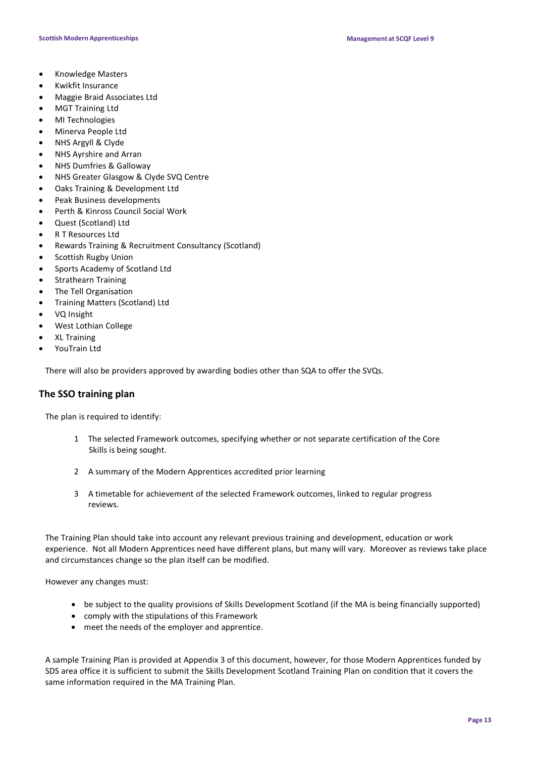- Knowledge Masters
- Kwikfit Insurance
- Maggie Braid Associates Ltd
- MGT Training Ltd
- MI Technologies
- Minerva People Ltd
- NHS Argyll & Clyde
- NHS Ayrshire and Arran
- NHS Dumfries & Galloway
- NHS Greater Glasgow & Clyde SVQ Centre
- Oaks Training & Development Ltd
- Peak Business developments
- Perth & Kinross Council Social Work
- Quest (Scotland) Ltd
- R T Resources Ltd
- Rewards Training & Recruitment Consultancy (Scotland)
- Scottish Rugby Union
- Sports Academy of Scotland Ltd
- Strathearn Training
- The Tell Organisation
- Training Matters (Scotland) Ltd
- VQ Insight
- West Lothian College
- XL Training
- YouTrain Ltd

There will also be providers approved by awarding bodies other than SQA to offer the SVQs.

## The SSO training plan

The plan is required to identify:

1. The selected Framework outcomes, specifying whether or not separate certification of the Core Skills is being sought.
2. A summary of the Modern Apprentices accredited prior learning
3. A timetable for achievement of the selected Framework outcomes, linked to regular progress reviews.

The Training Plan should take into account any relevant previous training and development, education or work experience. Not all Modern Apprentices need have different plans, but many will vary. Moreover as reviews take place and circumstances change so the plan itself can be modified.

However any changes must:

- be subject to the quality provisions of Skills Development Scotland (if the MA is being financially supported)
- comply with the stipulations of this Framework
- meet the needs of the employer and apprentice.

A sample Training Plan is provided at Appendix 3 of this document, however, for those Modern Apprentices funded by SDS area office it is sufficient to submit the Skills Development Scotland Training Plan on condition that it covers the same information required in the MA Training Plan.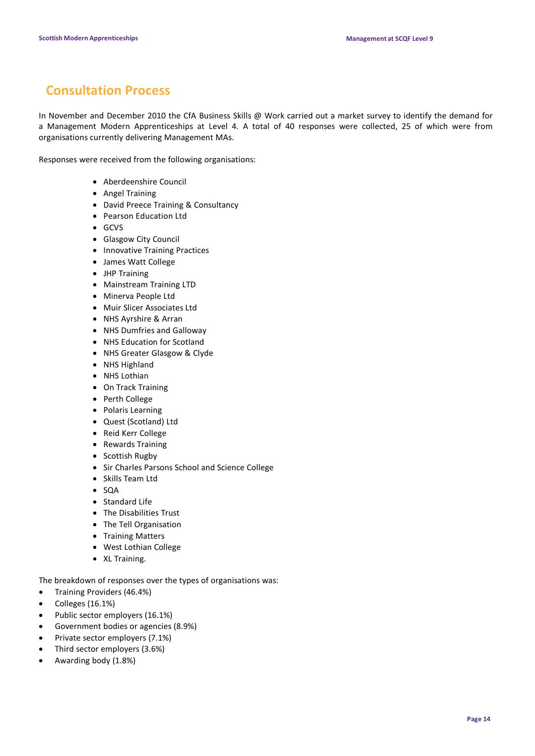## Consultation Process

In November and December 2010 the CfA Business Skills @ Work carried out a market survey to identify the demand for a Management Modern Apprenticeships at Level 4. A total of 40 responses were collected, 25 of which were from organisations currently delivering Management MAs.

Responses were received from the following organisations:

- Aberdeenshire Council
- Angel Training
- David Preece Training & Consultancy
- Pearson Education Ltd
- GCVS
- Glasgow City Council
- Innovative Training Practices
- James Watt College
- JHP Training
- Mainstream Training LTD
- Minerva People Ltd
- Muir Slicer Associates Ltd
- NHS Ayrshire & Arran
- NHS Dumfries and Galloway
- NHS Education for Scotland
- NHS Greater Glasgow & Clyde
- NHS Highland
- NHS Lothian
- On Track Training
- Perth College
- Polaris Learning
- Quest (Scotland) Ltd
- Reid Kerr College
- Rewards Training
- Scottish Rugby
- Sir Charles Parsons School and Science College
- Skills Team Ltd
- SQA
- Standard Life
- The Disabilities Trust
- The Tell Organisation
- Training Matters
- West Lothian College
- XL Training.

The breakdown of responses over the types of organisations was:

- Training Providers (46.4%)
- Colleges (16.1%)
- Public sector employers (16.1%)
- Government bodies or agencies (8.9%)
- Private sector employers (7.1%)
- Third sector employers (3.6%)
- Awarding body (1.8%)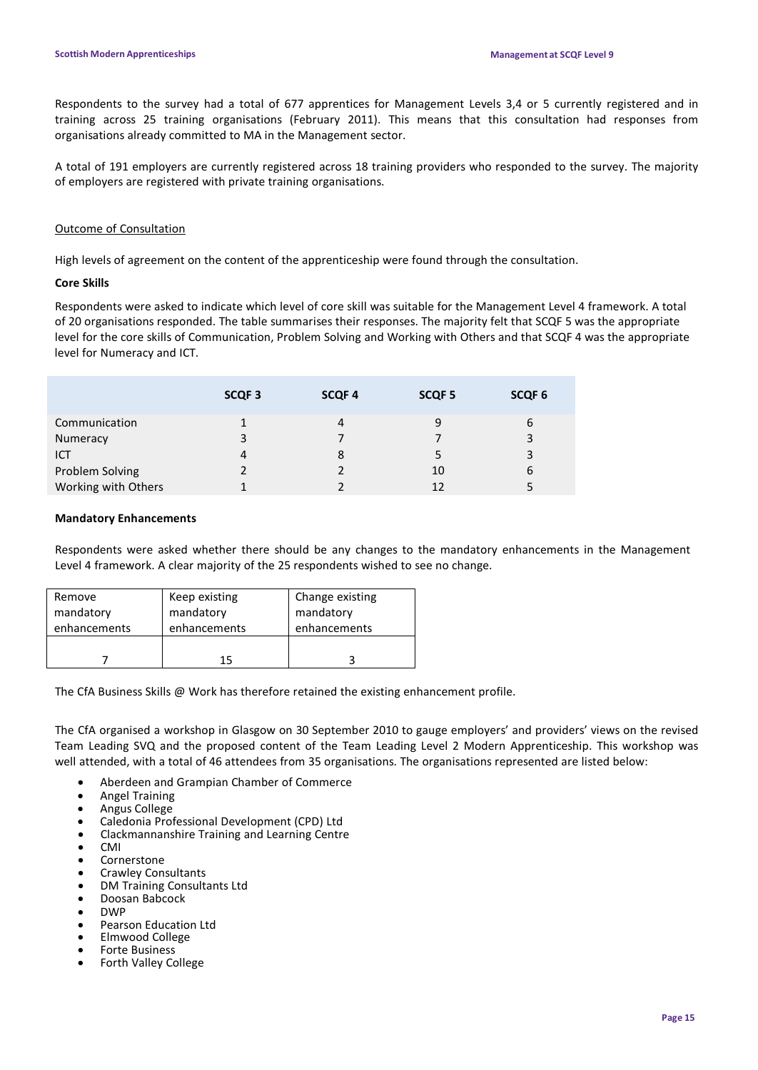Respondents to the survey had a total of 677 apprentices for Management Levels 3,4 or 5 currently registered and in training across 25 training organisations (February 2011). This means that this consultation had responses from organisations already committed to MA in the Management sector.

A total of 191 employers are currently registered across 18 training providers who responded to the survey. The majority of employers are registered with private training organisations.

Outcome of Consultation

High levels of agreement on the content of the apprenticeship were found through the consultation.

**Core Skills**

Respondents were asked to indicate which level of core skill was suitable for the Management Level 4 framework. A total of 20 organisations responded. The table summarises their responses. The majority felt that SCQF 5 was the appropriate level for the core skills of Communication, Problem Solving and Working with Others and that SCQF 4 was the appropriate level for Numeracy and ICT.

| | SCQF 3 | SCQF 4 | SCQF 5 | SCQF 6 |
|---|---|---|---|---|
| Communication | 1 | 4 | 9 | 6 |
| Numeracy | 3 | 7 | 7 | 3 |
| ICT | 4 | 8 | 5 | 3 |
| Problem Solving | 2 | 2 | 10 | 6 |
| Working with Others | 1 | 2 | 12 | 5 |

**Mandatory Enhancements**

Respondents were asked whether there should be any changes to the mandatory enhancements in the Management Level 4 framework. A clear majority of the 25 respondents wished to see no change.

| Remove mandatory enhancements | Keep existing mandatory enhancements | Change existing mandatory enhancements |
|---|---|---|
| 7 | 15 | 3 |

The CfA Business Skills @ Work has therefore retained the existing enhancement profile.

The CfA organised a workshop in Glasgow on 30 September 2010 to gauge employers' and providers' views on the revised Team Leading SVQ and the proposed content of the Team Leading Level 2 Modern Apprenticeship. This workshop was well attended, with a total of 46 attendees from 35 organisations. The organisations represented are listed below:

- Aberdeen and Grampian Chamber of Commerce
- Angel Training
- Angus College
- Caledonia Professional Development (CPD) Ltd
- Clackmannanshire Training and Learning Centre
- CMI
- Cornerstone
- Crawley Consultants
- DM Training Consultants Ltd
- Doosan Babcock
- DWP
- Pearson Education Ltd
- Elmwood College
- Forte Business
- Forth Valley College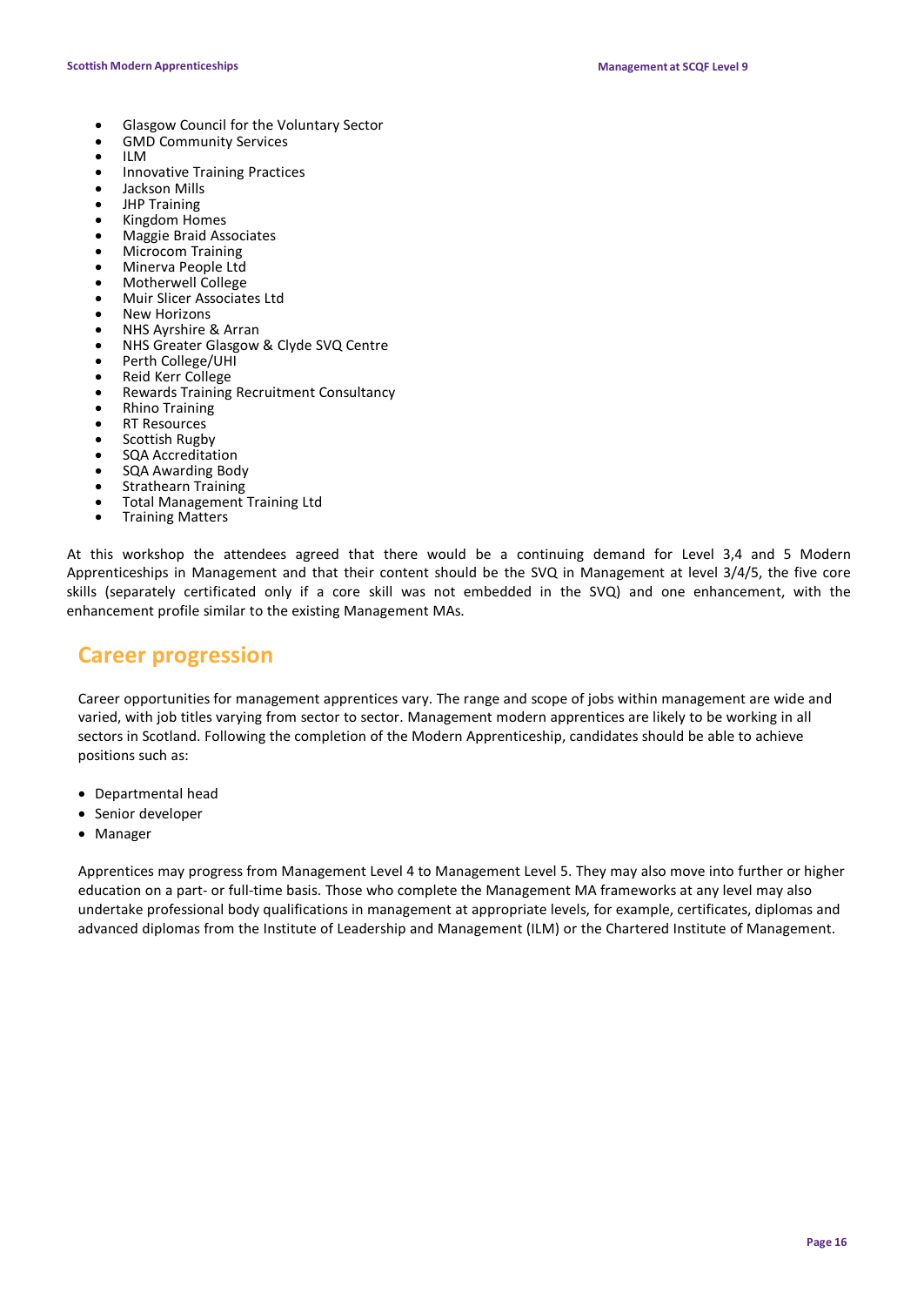- Glasgow Council for the Voluntary Sector
- GMD Community Services
- ILM
- Innovative Training Practices
- Jackson Mills
- JHP Training
- Kingdom Homes
- Maggie Braid Associates
- Microcom Training
- Minerva People Ltd
- Motherwell College
- Muir Slicer Associates Ltd
- New Horizons
- NHS Ayrshire & Arran
- NHS Greater Glasgow & Clyde SVQ Centre
- Perth College/UHI
- Reid Kerr College
- Rewards Training Recruitment Consultancy
- Rhino Training
- RT Resources
- Scottish Rugby
- SQA Accreditation
- SQA Awarding Body
- Strathearn Training
- Total Management Training Ltd
- Training Matters

At this workshop the attendees agreed that there would be a continuing demand for Level 3,4 and 5 Modern Apprenticeships in Management and that their content should be the SVQ in Management at level 3/4/5, the five core skills (separately certificated only if a core skill was not embedded in the SVQ) and one enhancement, with the enhancement profile similar to the existing Management MAs.

## Career progression

Career opportunities for management apprentices vary. The range and scope of jobs within management are wide and varied, with job titles varying from sector to sector. Management modern apprentices are likely to be working in all sectors in Scotland. Following the completion of the Modern Apprenticeship, candidates should be able to achieve positions such as:

- Departmental head
- Senior developer
- Manager

Apprentices may progress from Management Level 4 to Management Level 5. They may also move into further or higher education on a part- or full-time basis. Those who complete the Management MA frameworks at any level may also undertake professional body qualifications in management at appropriate levels, for example, certificates, diplomas and advanced diplomas from the Institute of Leadership and Management (ILM) or the Chartered Institute of Management.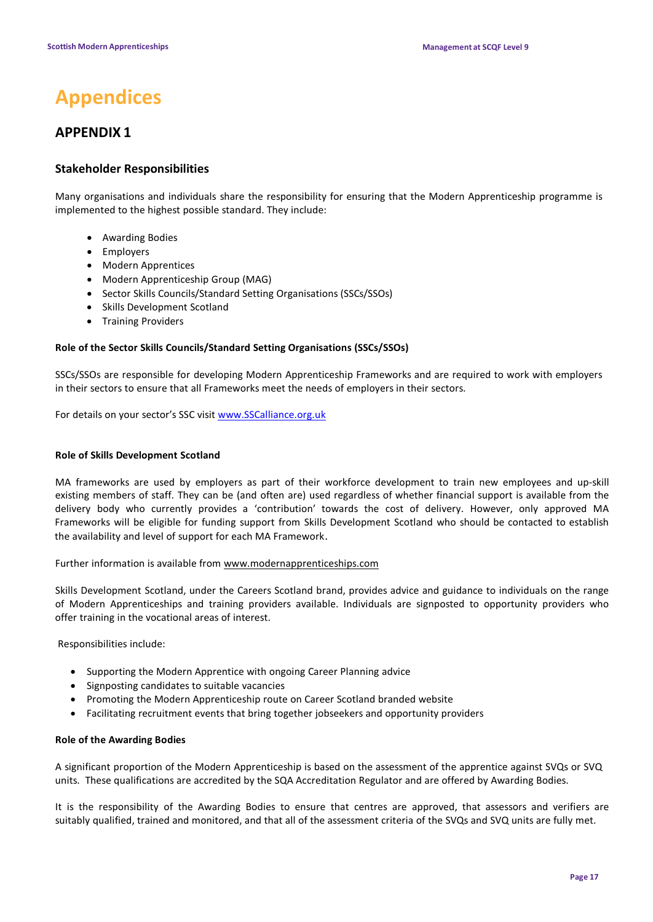# Appendices

## APPENDIX 1

### Stakeholder Responsibilities

Many organisations and individuals share the responsibility for ensuring that the Modern Apprenticeship programme is implemented to the highest possible standard. They include:

- Awarding Bodies
- Employers
- Modern Apprentices
- Modern Apprenticeship Group (MAG)
- Sector Skills Councils/Standard Setting Organisations (SSCs/SSOs)
- Skills Development Scotland
- Training Providers

**Role of the Sector Skills Councils/Standard Setting Organisations (SSCs/SSOs)**

SSCs/SSOs are responsible for developing Modern Apprenticeship Frameworks and are required to work with employers in their sectors to ensure that all Frameworks meet the needs of employers in their sectors.

For details on your sector's SSC visit www.SSCalliance.org.uk

**Role of Skills Development Scotland**

MA frameworks are used by employers as part of their workforce development to train new employees and up-skill existing members of staff. They can be (and often are) used regardless of whether financial support is available from the delivery body who currently provides a 'contribution' towards the cost of delivery. However, only approved MA Frameworks will be eligible for funding support from Skills Development Scotland who should be contacted to establish the availability and level of support for each MA Framework.

Further information is available from www.modernapprenticeships.com

Skills Development Scotland, under the Careers Scotland brand, provides advice and guidance to individuals on the range of Modern Apprenticeships and training providers available. Individuals are signposted to opportunity providers who offer training in the vocational areas of interest.

Responsibilities include:

- Supporting the Modern Apprentice with ongoing Career Planning advice
- Signposting candidates to suitable vacancies
- Promoting the Modern Apprenticeship route on Career Scotland branded website
- Facilitating recruitment events that bring together jobseekers and opportunity providers

**Role of the Awarding Bodies**

A significant proportion of the Modern Apprenticeship is based on the assessment of the apprentice against SVQs or SVQ units. These qualifications are accredited by the SQA Accreditation Regulator and are offered by Awarding Bodies.

It is the responsibility of the Awarding Bodies to ensure that centres are approved, that assessors and verifiers are suitably qualified, trained and monitored, and that all of the assessment criteria of the SVQs and SVQ units are fully met.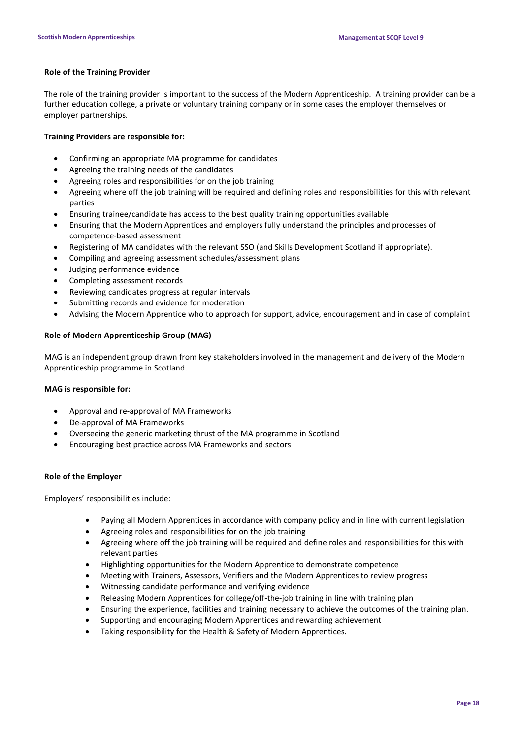### Role of the Training Provider

The role of the training provider is important to the success of the Modern Apprenticeship. A training provider can be a further education college, a private or voluntary training company or in some cases the employer themselves or employer partnerships.

**Training Providers are responsible for:**

- Confirming an appropriate MA programme for candidates
- Agreeing the training needs of the candidates
- Agreeing roles and responsibilities for on the job training
- Agreeing where off the job training will be required and defining roles and responsibilities for this with relevant parties
- Ensuring trainee/candidate has access to the best quality training opportunities available
- Ensuring that the Modern Apprentices and employers fully understand the principles and processes of competence-based assessment
- Registering of MA candidates with the relevant SSO (and Skills Development Scotland if appropriate).
- Compiling and agreeing assessment schedules/assessment plans
- Judging performance evidence
- Completing assessment records
- Reviewing candidates progress at regular intervals
- Submitting records and evidence for moderation
- Advising the Modern Apprentice who to approach for support, advice, encouragement and in case of complaint

### Role of Modern Apprenticeship Group (MAG)

MAG is an independent group drawn from key stakeholders involved in the management and delivery of the Modern Apprenticeship programme in Scotland.

**MAG is responsible for:**

- Approval and re-approval of MA Frameworks
- De-approval of MA Frameworks
- Overseeing the generic marketing thrust of the MA programme in Scotland
- Encouraging best practice across MA Frameworks and sectors

### Role of the Employer

Employers' responsibilities include:

- Paying all Modern Apprentices in accordance with company policy and in line with current legislation
- Agreeing roles and responsibilities for on the job training
- Agreeing where off the job training will be required and define roles and responsibilities for this with relevant parties
- Highlighting opportunities for the Modern Apprentice to demonstrate competence
- Meeting with Trainers, Assessors, Verifiers and the Modern Apprentices to review progress
- Witnessing candidate performance and verifying evidence
- Releasing Modern Apprentices for college/off-the-job training in line with training plan
- Ensuring the experience, facilities and training necessary to achieve the outcomes of the training plan.
- Supporting and encouraging Modern Apprentices and rewarding achievement
- Taking responsibility for the Health & Safety of Modern Apprentices.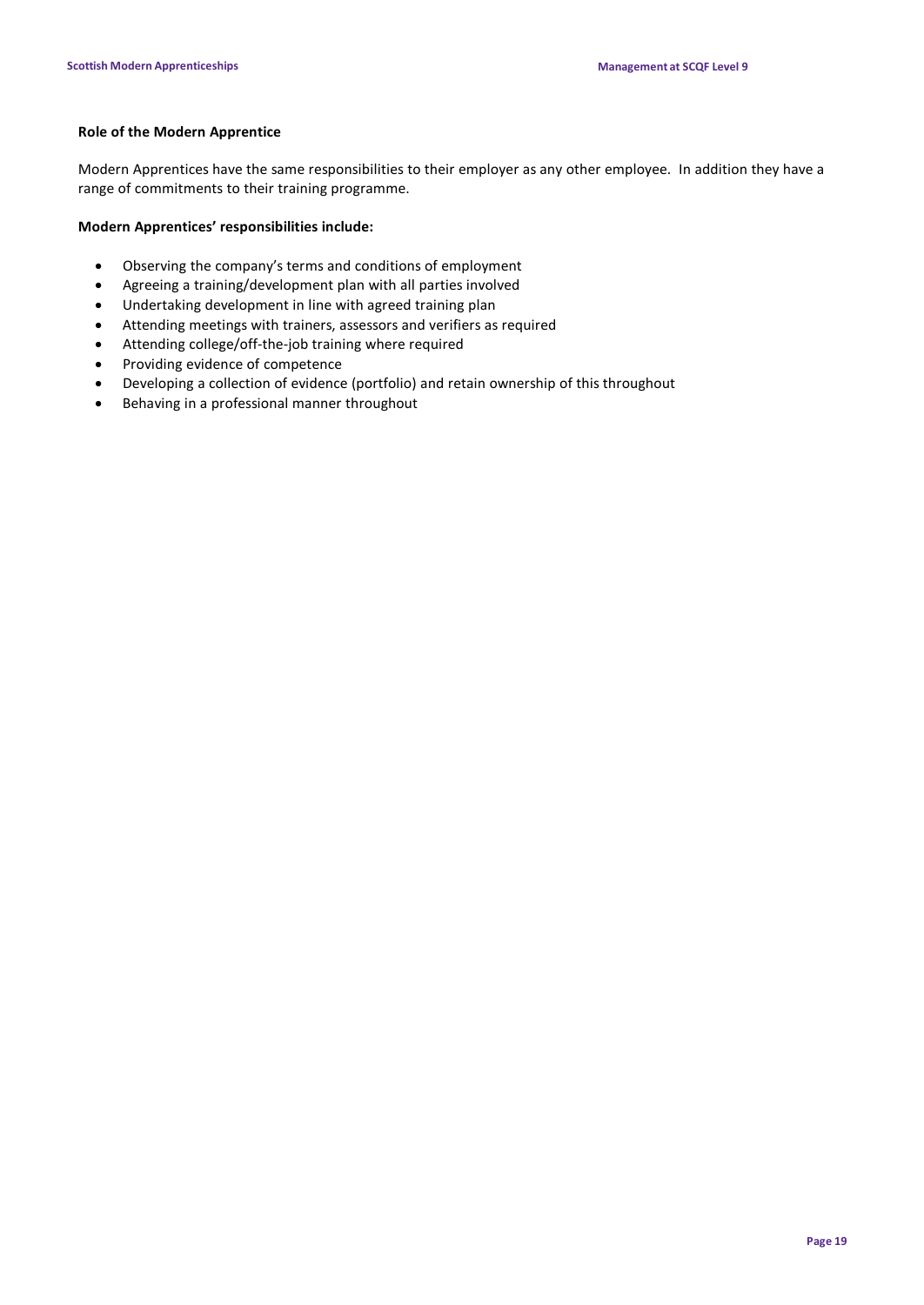### Role of the Modern Apprentice

Modern Apprentices have the same responsibilities to their employer as any other employee. In addition they have a range of commitments to their training programme.

**Modern Apprentices' responsibilities include:**

- Observing the company's terms and conditions of employment
- Agreeing a training/development plan with all parties involved
- Undertaking development in line with agreed training plan
- Attending meetings with trainers, assessors and verifiers as required
- Attending college/off-the-job training where required
- Providing evidence of competence
- Developing a collection of evidence (portfolio) and retain ownership of this throughout
- Behaving in a professional manner throughout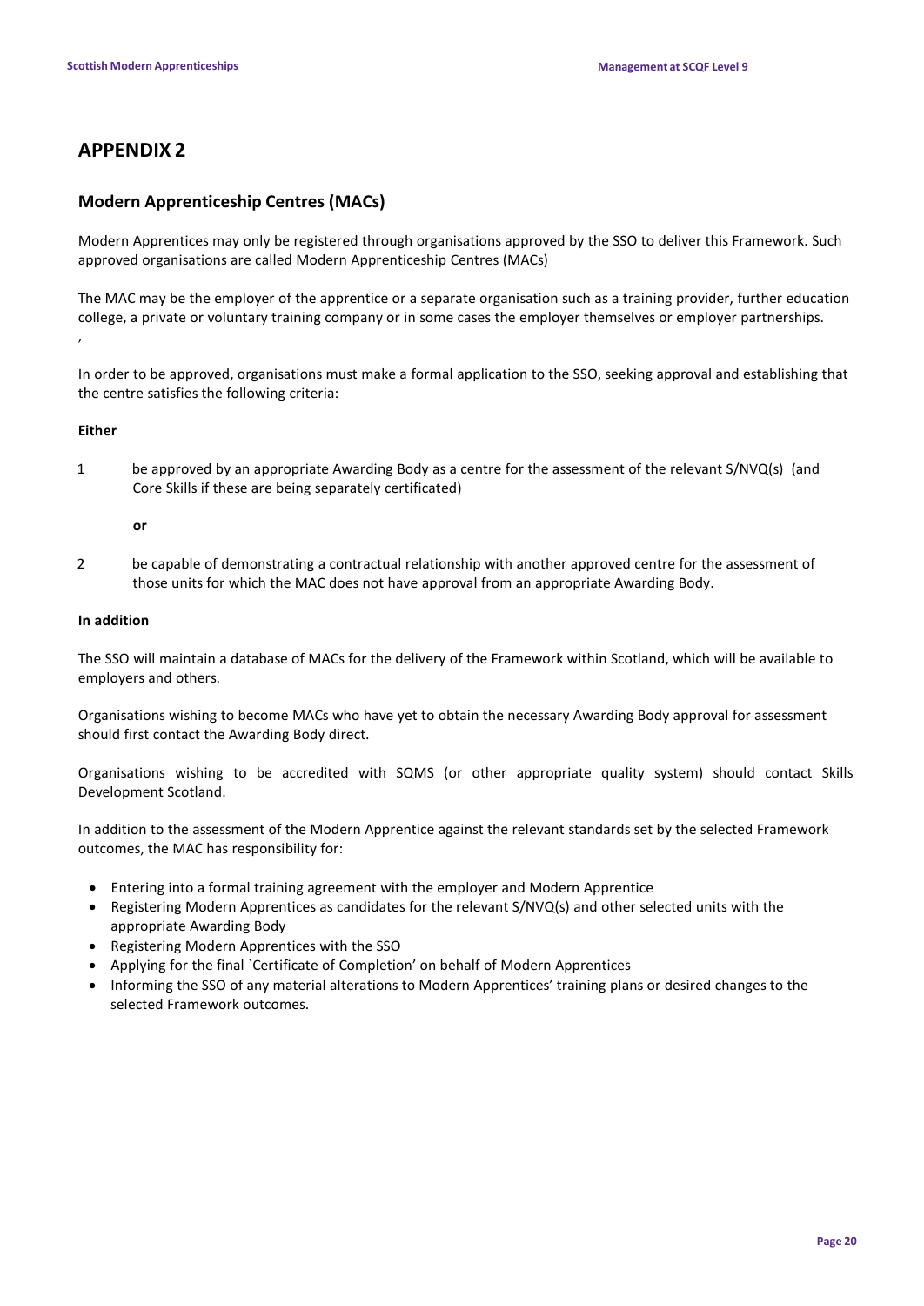# APPENDIX 2

## Modern Apprenticeship Centres (MACs)

Modern Apprentices may only be registered through organisations approved by the SSO to deliver this Framework. Such approved organisations are called Modern Apprenticeship Centres (MACs)

The MAC may be the employer of the apprentice or a separate organisation such as a training provider, further education college, a private or voluntary training company or in some cases the employer themselves or employer partnerships.
,

In order to be approved, organisations must make a formal application to the SSO, seeking approval and establishing that the centre satisfies the following criteria:

**Either**

1. be approved by an appropriate Awarding Body as a centre for the assessment of the relevant S/NVQ(s) (and Core Skills if these are being separately certificated)

   **or**

2. be capable of demonstrating a contractual relationship with another approved centre for the assessment of those units for which the MAC does not have approval from an appropriate Awarding Body.

**In addition**

The SSO will maintain a database of MACs for the delivery of the Framework within Scotland, which will be available to employers and others.

Organisations wishing to become MACs who have yet to obtain the necessary Awarding Body approval for assessment should first contact the Awarding Body direct.

Organisations wishing to be accredited with SQMS (or other appropriate quality system) should contact Skills Development Scotland.

In addition to the assessment of the Modern Apprentice against the relevant standards set by the selected Framework outcomes, the MAC has responsibility for:

- Entering into a formal training agreement with the employer and Modern Apprentice
- Registering Modern Apprentices as candidates for the relevant S/NVQ(s) and other selected units with the appropriate Awarding Body
- Registering Modern Apprentices with the SSO
- Applying for the final `Certificate of Completion' on behalf of Modern Apprentices
- Informing the SSO of any material alterations to Modern Apprentices' training plans or desired changes to the selected Framework outcomes.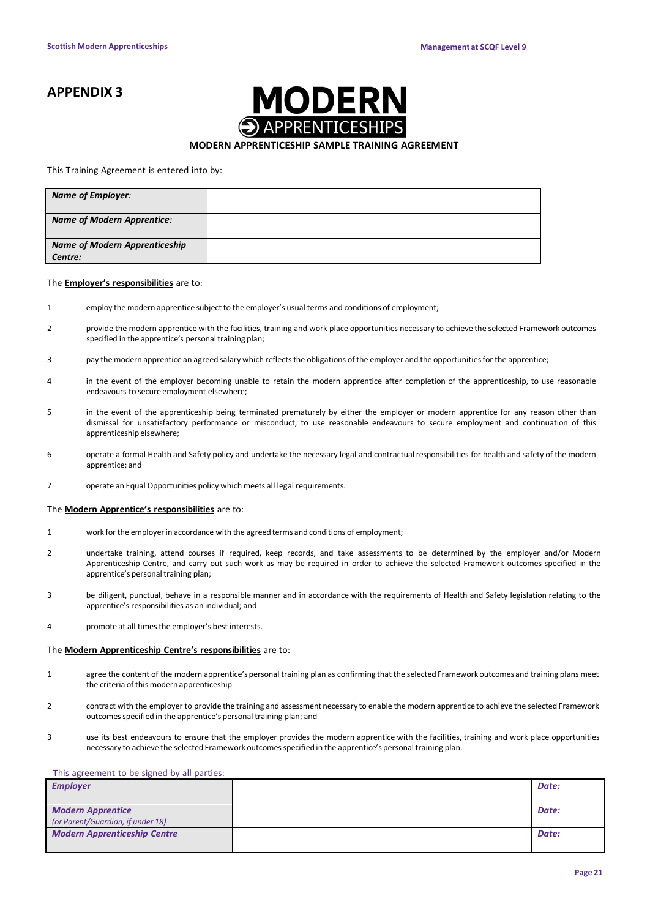# APPENDIX 3

MODERN APPRENTICESHIPS

**MODERN APPRENTICESHIP SAMPLE TRAINING AGREEMENT**

This Training Agreement is entered into by:

| | |
|---|---|
| ***Name of Employer:*** | |
| ***Name of Modern Apprentice:*** | |
| ***Name of Modern Apprenticeship Centre:*** | |

The **Employer's responsibilities** are to:

1. employ the modern apprentice subject to the employer's usual terms and conditions of employment;
2. provide the modern apprentice with the facilities, training and work place opportunities necessary to achieve the selected Framework outcomes specified in the apprentice's personal training plan;
3. pay the modern apprentice an agreed salary which reflects the obligations of the employer and the opportunities for the apprentice;
4. in the event of the employer becoming unable to retain the modern apprentice after completion of the apprenticeship, to use reasonable endeavours to secure employment elsewhere;
5. in the event of the apprenticeship being terminated prematurely by either the employer or modern apprentice for any reason other than dismissal for unsatisfactory performance or misconduct, to use reasonable endeavours to secure employment and continuation of this apprenticeship elsewhere;
6. operate a formal Health and Safety policy and undertake the necessary legal and contractual responsibilities for health and safety of the modern apprentice; and
7. operate an Equal Opportunities policy which meets all legal requirements.

The **Modern Apprentice's responsibilities** are to:

1. work for the employer in accordance with the agreed terms and conditions of employment;
2. undertake training, attend courses if required, keep records, and take assessments to be determined by the employer and/or Modern Apprenticeship Centre, and carry out such work as may be required in order to achieve the selected Framework outcomes specified in the apprentice's personal training plan;
3. be diligent, punctual, behave in a responsible manner and in accordance with the requirements of Health and Safety legislation relating to the apprentice's responsibilities as an individual; and
4. promote at all times the employer's best interests.

The **Modern Apprenticeship Centre's responsibilities** are to:

1. agree the content of the modern apprentice's personal training plan as confirming that the selected Framework outcomes and training plans meet the criteria of this modern apprenticeship
2. contract with the employer to provide the training and assessment necessary to enable the modern apprentice to achieve the selected Framework outcomes specified in the apprentice's personal training plan; and
3. use its best endeavours to ensure that the employer provides the modern apprentice with the facilities, training and work place opportunities necessary to achieve the selected Framework outcomes specified in the apprentice's personal training plan.

This agreement to be signed by all parties:

| | | |
|---|---|---|
| ***Employer*** | | ***Date:*** |
| ***Modern Apprentice*** *(or Parent/Guardian, if under 18)* | | ***Date:*** |
| ***Modern Apprenticeship Centre*** | | ***Date:*** |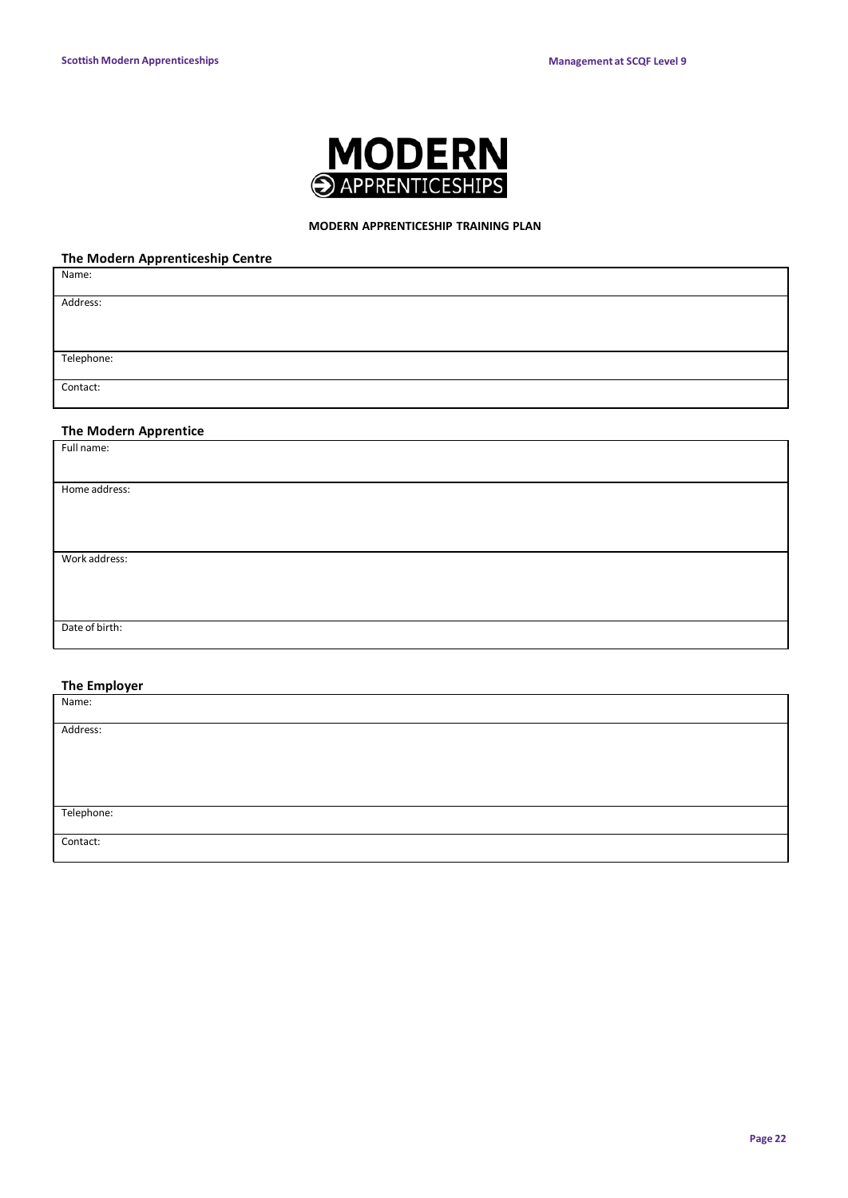MODERN APPRENTICESHIPS

**MODERN APPRENTICESHIP TRAINING PLAN**

### The Modern Apprenticeship Centre

| Name: |
|---|
| Address: |
| Telephone: |
| Contact: |

### The Modern Apprentice

| Full name: |
|---|
| Home address: |
| Work address: |
| Date of birth: |

### The Employer

| Name: |
|---|
| Address: |
| Telephone: |
| Contact: |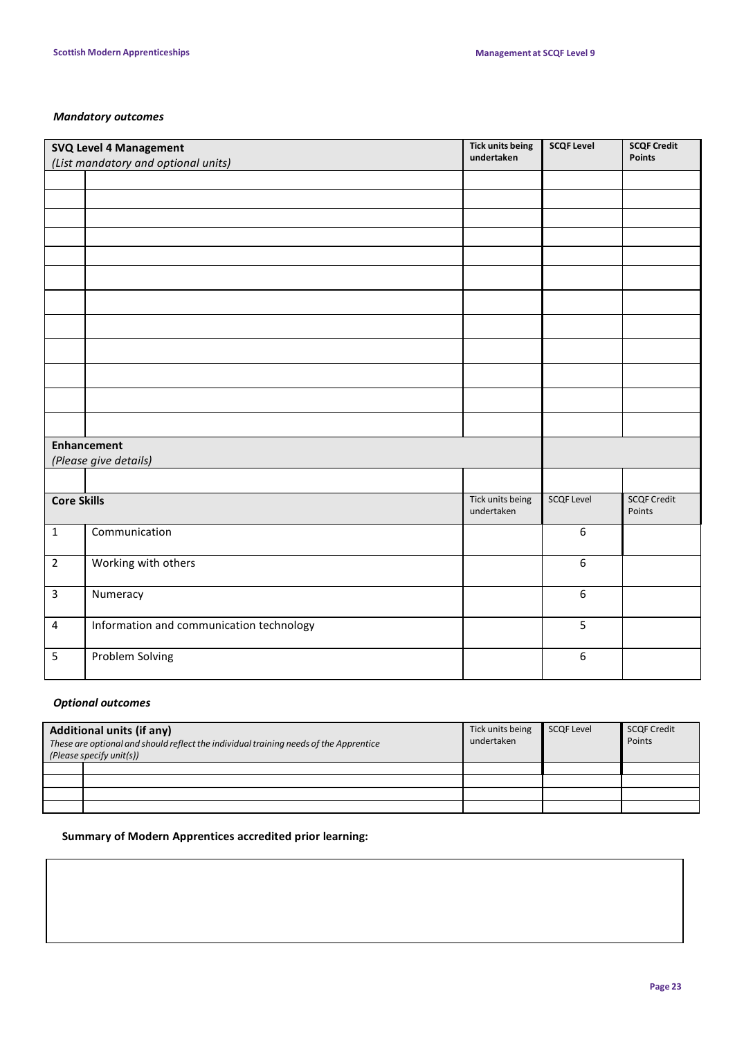### *Mandatory outcomes*

| | **SVQ Level 4 Management** *(List mandatory and optional units)* | **Tick units being undertaken** | **SCQF Level** | **SCQF Credit Points** |
|---|---|---|---|---|
| | | | | |
| | | | | |
| | | | | |
| | | | | |
| | | | | |
| | | | | |
| | | | | |
| | | | | |
| | | | | |
| | | | | |
| | | | | |
| | | | | |
| **Enhancement** *(Please give details)* | | | | |
| | | | | |
| **Core Skills** | | Tick units being undertaken | SCQF Level | SCQF Credit Points |
| 1 | Communication | | 6 | |
| 2 | Working with others | | 6 | |
| 3 | Numeracy | | 6 | |
| 4 | Information and communication technology | | 5 | |
| 5 | Problem Solving | | 6 | |

### *Optional outcomes*

| | **Additional units (if any)** *These are optional and should reflect the individual training needs of the Apprentice (Please specify unit(s))* | Tick units being undertaken | SCQF Level | SCQF Credit Points |
|---|---|---|---|---|
| | | | | |
| | | | | |
| | | | | |
| | | | | |

**Summary of Modern Apprentices accredited prior learning:**

| |
|---|
| |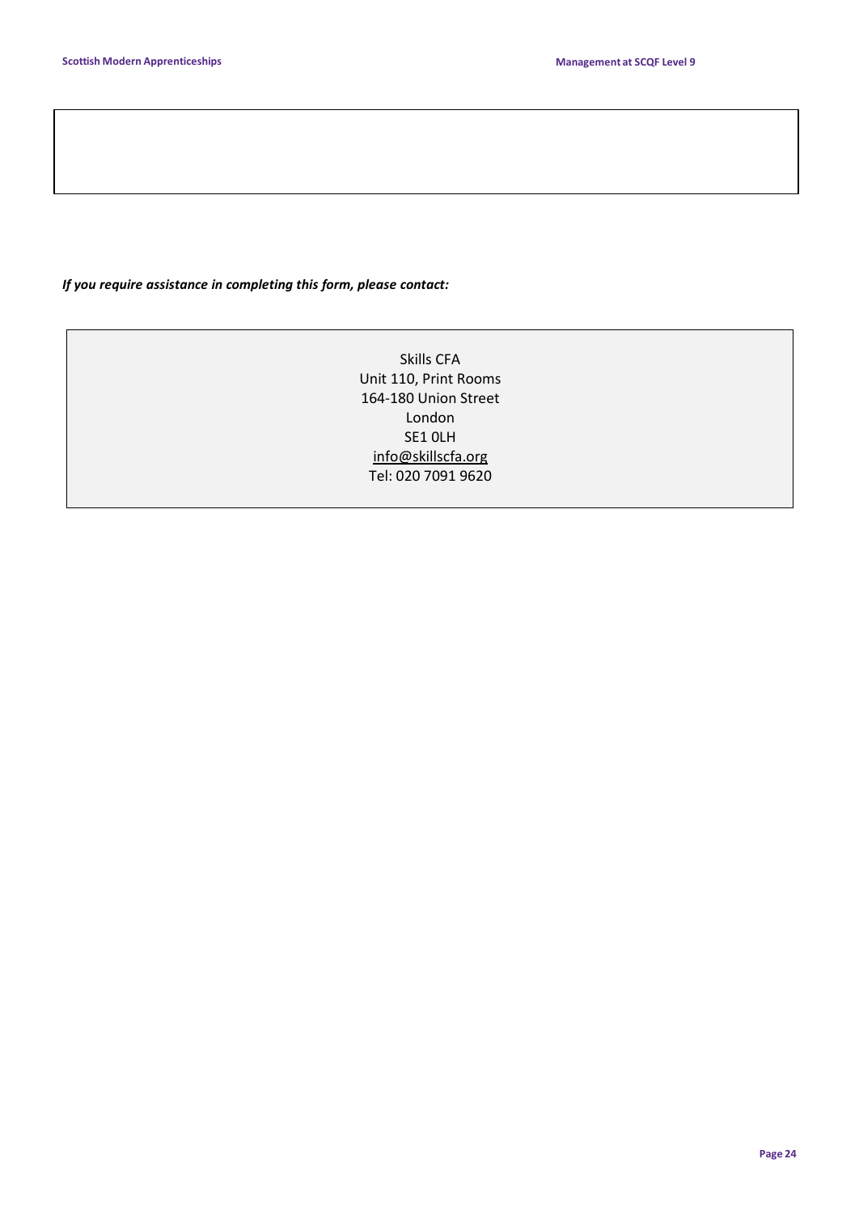*If you require assistance in completing this form, please contact:*

Skills CFA
Unit 110, Print Rooms
164-180 Union Street
London
SE1 0LH
info@skillscfa.org
Tel: 020 7091 9620